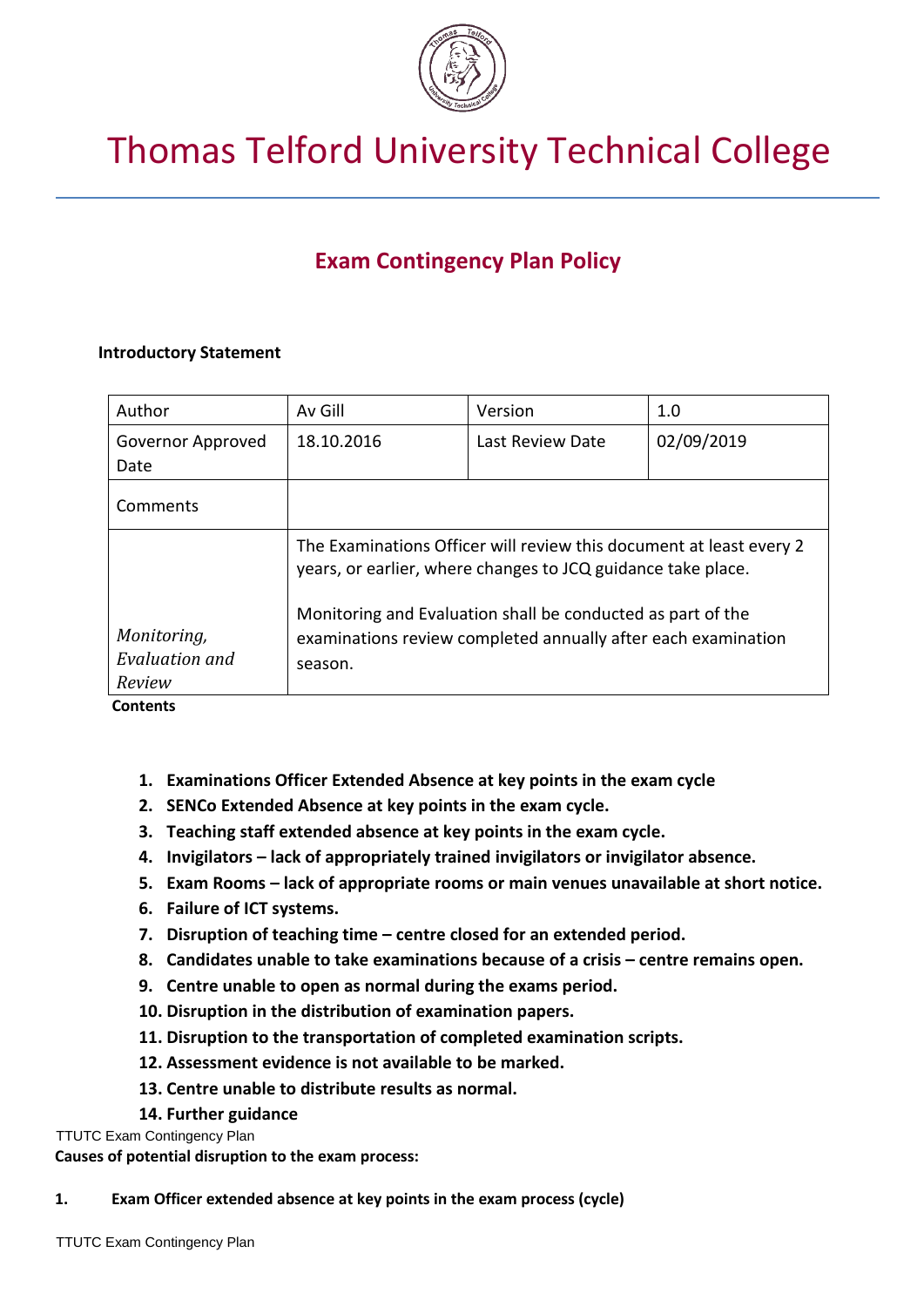# Thomas Telford University Technical College

## Exam Contingency Plan Policy

**Introductory Statement**

| Author | Av Gill | Version | 1.0 |
|---|---|---|---|
| Governor Approved Date | 18.10.2016 | Last Review Date | 02/09/2019 |
| Comments | | | |
| *Monitoring, Evaluation and Review* | The Examinations Officer will review this document at least every 2 years, or earlier, where changes to JCQ guidance take place.<br><br>Monitoring and Evaluation shall be conducted as part of the examinations review completed annually after each examination season. | | |

**Contents**

1. **Examinations Officer Extended Absence at key points in the exam cycle**
2. **SENCo Extended Absence at key points in the exam cycle.**
3. **Teaching staff extended absence at key points in the exam cycle.**
4. **Invigilators – lack of appropriately trained invigilators or invigilator absence.**
5. **Exam Rooms – lack of appropriate rooms or main venues unavailable at short notice.**
6. **Failure of ICT systems.**
7. **Disruption of teaching time – centre closed for an extended period.**
8. **Candidates unable to take examinations because of a crisis – centre remains open.**
9. **Centre unable to open as normal during the exams period.**
10. **Disruption in the distribution of examination papers.**
11. **Disruption to the transportation of completed examination scripts.**
12. **Assessment evidence is not available to be marked.**
13. **Centre unable to distribute results as normal.**
14. **Further guidance**

**Causes of potential disruption to the exam process:**

**1. Exam Officer extended absence at key points in the exam process (cycle)**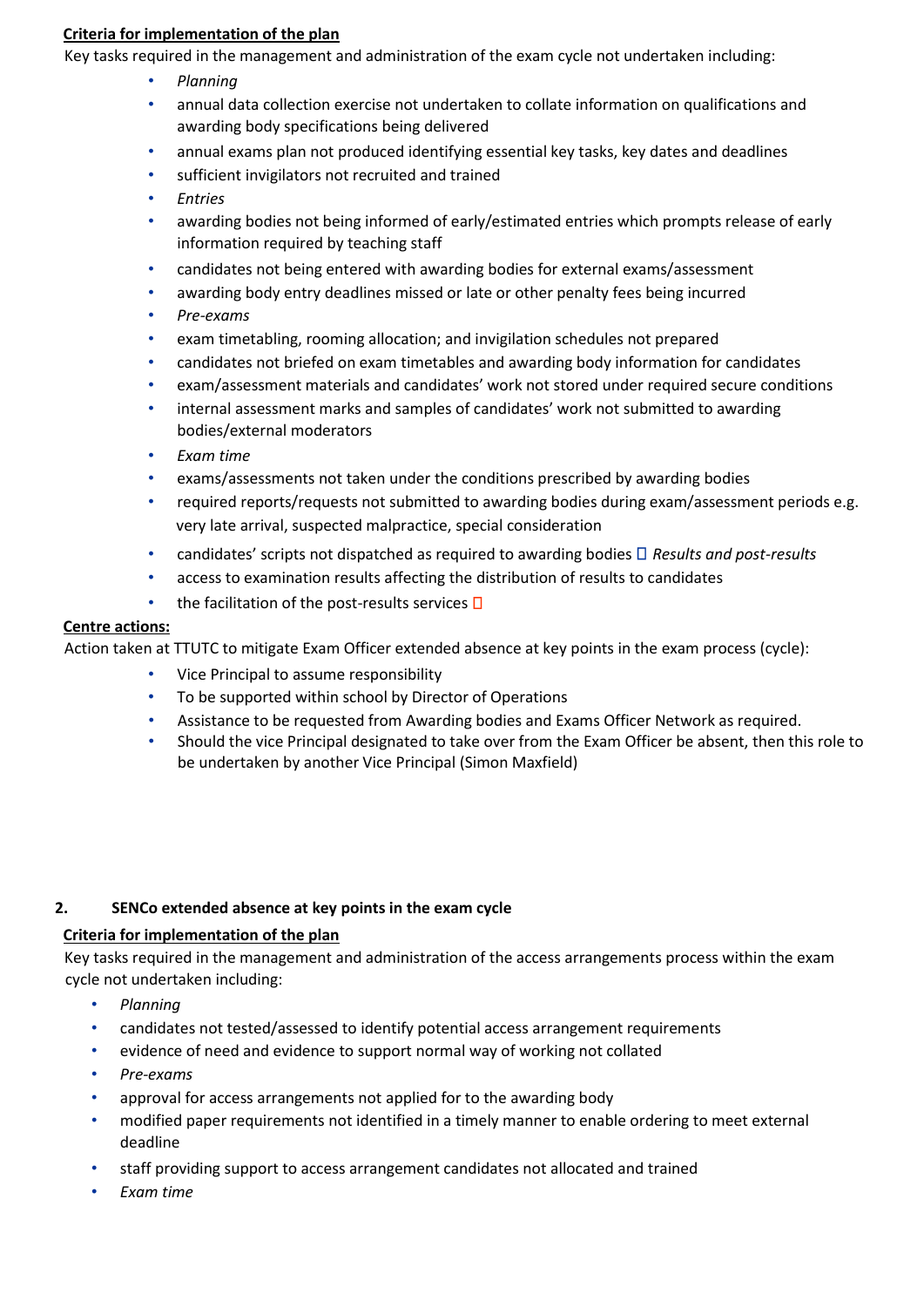**Criteria for implementation of the plan**

Key tasks required in the management and administration of the exam cycle not undertaken including:

- *Planning*
- annual data collection exercise not undertaken to collate information on qualifications and awarding body specifications being delivered
- annual exams plan not produced identifying essential key tasks, key dates and deadlines
- sufficient invigilators not recruited and trained
- *Entries*
- awarding bodies not being informed of early/estimated entries which prompts release of early information required by teaching staff
- candidates not being entered with awarding bodies for external exams/assessment
- awarding body entry deadlines missed or late or other penalty fees being incurred
- *Pre-exams*
- exam timetabling, rooming allocation; and invigilation schedules not prepared
- candidates not briefed on exam timetables and awarding body information for candidates
- exam/assessment materials and candidates' work not stored under required secure conditions
- internal assessment marks and samples of candidates' work not submitted to awarding bodies/external moderators
- *Exam time*
- exams/assessments not taken under the conditions prescribed by awarding bodies
- required reports/requests not submitted to awarding bodies during exam/assessment periods e.g. very late arrival, suspected malpractice, special consideration
- candidates' scripts not dispatched as required to awarding bodies  *Results and post-results*
- access to examination results affecting the distribution of results to candidates
- the facilitation of the post-results services 

**Centre actions:**

Action taken at TTUTC to mitigate Exam Officer extended absence at key points in the exam process (cycle):

- Vice Principal to assume responsibility
- To be supported within school by Director of Operations
- Assistance to be requested from Awarding bodies and Exams Officer Network as required.
- Should the vice Principal designated to take over from the Exam Officer be absent, then this role to be undertaken by another Vice Principal (Simon Maxfield)

**2. SENCo extended absence at key points in the exam cycle**

**Criteria for implementation of the plan**

Key tasks required in the management and administration of the access arrangements process within the exam cycle not undertaken including:

- *Planning*
- candidates not tested/assessed to identify potential access arrangement requirements
- evidence of need and evidence to support normal way of working not collated
- *Pre-exams*
- approval for access arrangements not applied for to the awarding body
- modified paper requirements not identified in a timely manner to enable ordering to meet external deadline
- staff providing support to access arrangement candidates not allocated and trained
- *Exam time*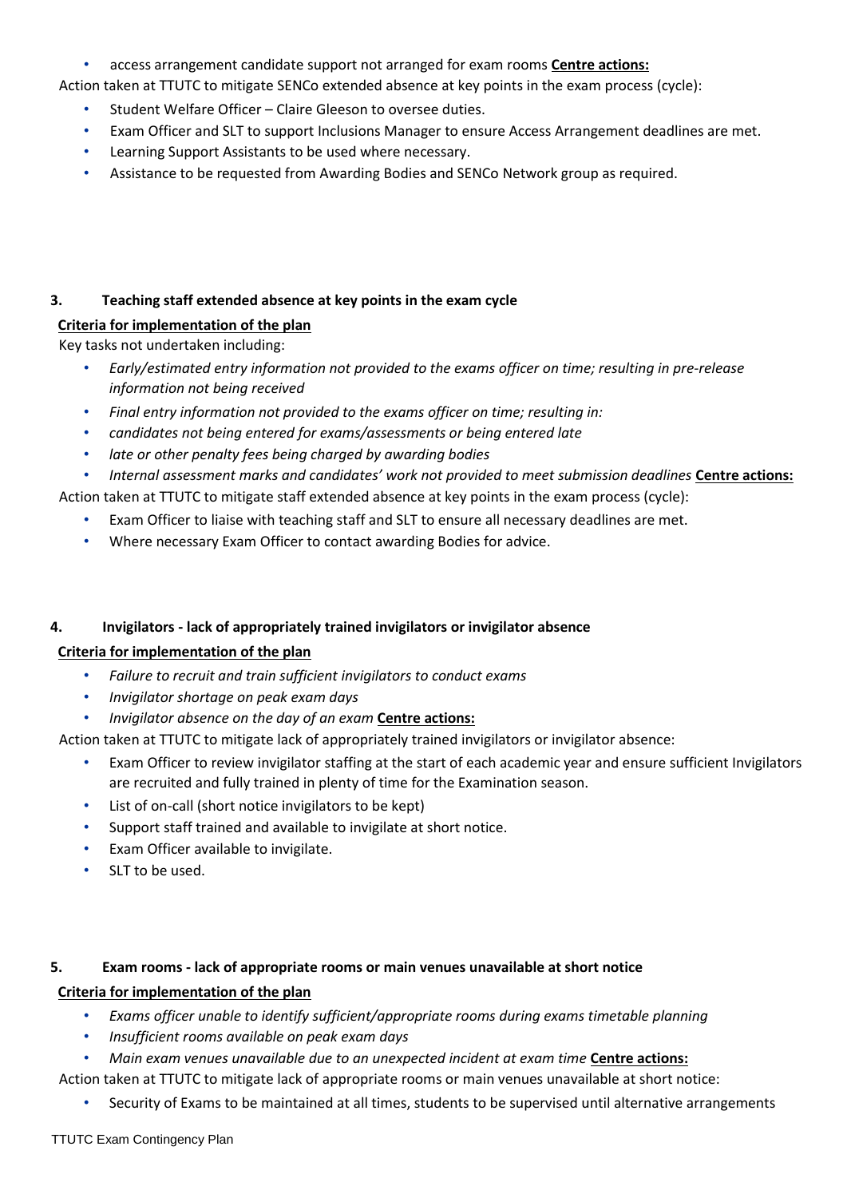- access arrangement candidate support not arranged for exam rooms **Centre actions:**

Action taken at TTUTC to mitigate SENCo extended absence at key points in the exam process (cycle):

- Student Welfare Officer – Claire Gleeson to oversee duties.
- Exam Officer and SLT to support Inclusions Manager to ensure Access Arrangement deadlines are met.
- Learning Support Assistants to be used where necessary.
- Assistance to be requested from Awarding Bodies and SENCo Network group as required.

### 3. Teaching staff extended absence at key points in the exam cycle

**Criteria for implementation of the plan**

Key tasks not undertaken including:

- *Early/estimated entry information not provided to the exams officer on time; resulting in pre-release information not being received*
- *Final entry information not provided to the exams officer on time; resulting in:*
- *candidates not being entered for exams/assessments or being entered late*
- *late or other penalty fees being charged by awarding bodies*
- *Internal assessment marks and candidates' work not provided to meet submission deadlines* **Centre actions:**

Action taken at TTUTC to mitigate staff extended absence at key points in the exam process (cycle):

- Exam Officer to liaise with teaching staff and SLT to ensure all necessary deadlines are met.
- Where necessary Exam Officer to contact awarding Bodies for advice.

### 4. Invigilators - lack of appropriately trained invigilators or invigilator absence

**Criteria for implementation of the plan**

- *Failure to recruit and train sufficient invigilators to conduct exams*
- *Invigilator shortage on peak exam days*
- *Invigilator absence on the day of an exam* **Centre actions:**

Action taken at TTUTC to mitigate lack of appropriately trained invigilators or invigilator absence:

- Exam Officer to review invigilator staffing at the start of each academic year and ensure sufficient Invigilators are recruited and fully trained in plenty of time for the Examination season.
- List of on-call (short notice invigilators to be kept)
- Support staff trained and available to invigilate at short notice.
- Exam Officer available to invigilate.
- SLT to be used.

### 5. Exam rooms - lack of appropriate rooms or main venues unavailable at short notice

**Criteria for implementation of the plan**

- *Exams officer unable to identify sufficient/appropriate rooms during exams timetable planning*
- *Insufficient rooms available on peak exam days*
- *Main exam venues unavailable due to an unexpected incident at exam time* **Centre actions:**

Action taken at TTUTC to mitigate lack of appropriate rooms or main venues unavailable at short notice:

- Security of Exams to be maintained at all times, students to be supervised until alternative arrangements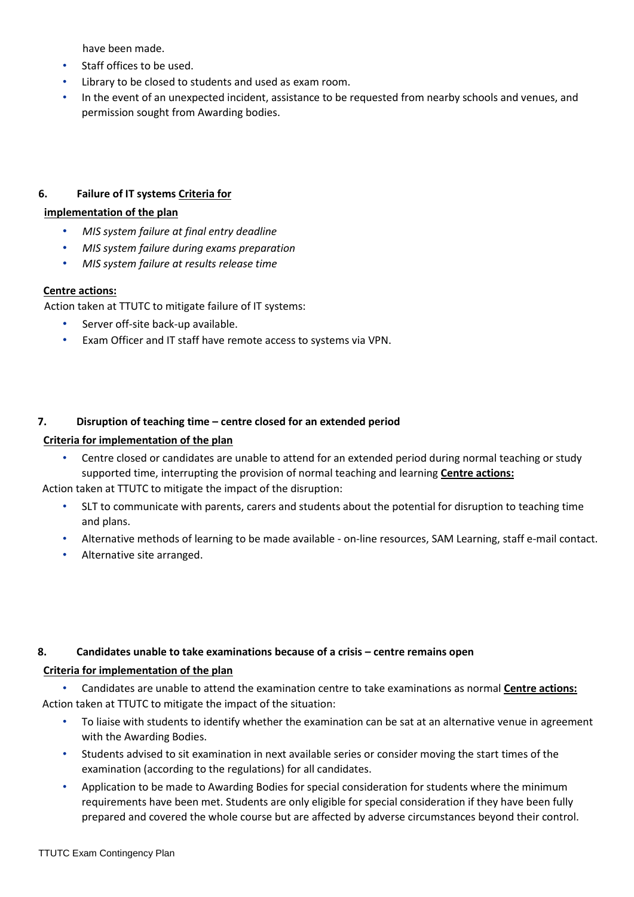have been made.

- Staff offices to be used.
- Library to be closed to students and used as exam room.
- In the event of an unexpected incident, assistance to be requested from nearby schools and venues, and permission sought from Awarding bodies.

### 6. Failure of IT systems

**Criteria for implementation of the plan**

- *MIS system failure at final entry deadline*
- *MIS system failure during exams preparation*
- *MIS system failure at results release time*

**Centre actions:**

Action taken at TTUTC to mitigate failure of IT systems:

- Server off-site back-up available.
- Exam Officer and IT staff have remote access to systems via VPN.

### 7. Disruption of teaching time – centre closed for an extended period

**Criteria for implementation of the plan**

- Centre closed or candidates are unable to attend for an extended period during normal teaching or study supported time, interrupting the provision of normal teaching and learning

**Centre actions:**

Action taken at TTUTC to mitigate the impact of the disruption:

- SLT to communicate with parents, carers and students about the potential for disruption to teaching time and plans.
- Alternative methods of learning to be made available - on-line resources, SAM Learning, staff e-mail contact.
- Alternative site arranged.

### 8. Candidates unable to take examinations because of a crisis – centre remains open

**Criteria for implementation of the plan**

- Candidates are unable to attend the examination centre to take examinations as normal

**Centre actions:**

Action taken at TTUTC to mitigate the impact of the situation:

- To liaise with students to identify whether the examination can be sat at an alternative venue in agreement with the Awarding Bodies.
- Students advised to sit examination in next available series or consider moving the start times of the examination (according to the regulations) for all candidates.
- Application to be made to Awarding Bodies for special consideration for students where the minimum requirements have been met. Students are only eligible for special consideration if they have been fully prepared and covered the whole course but are affected by adverse circumstances beyond their control.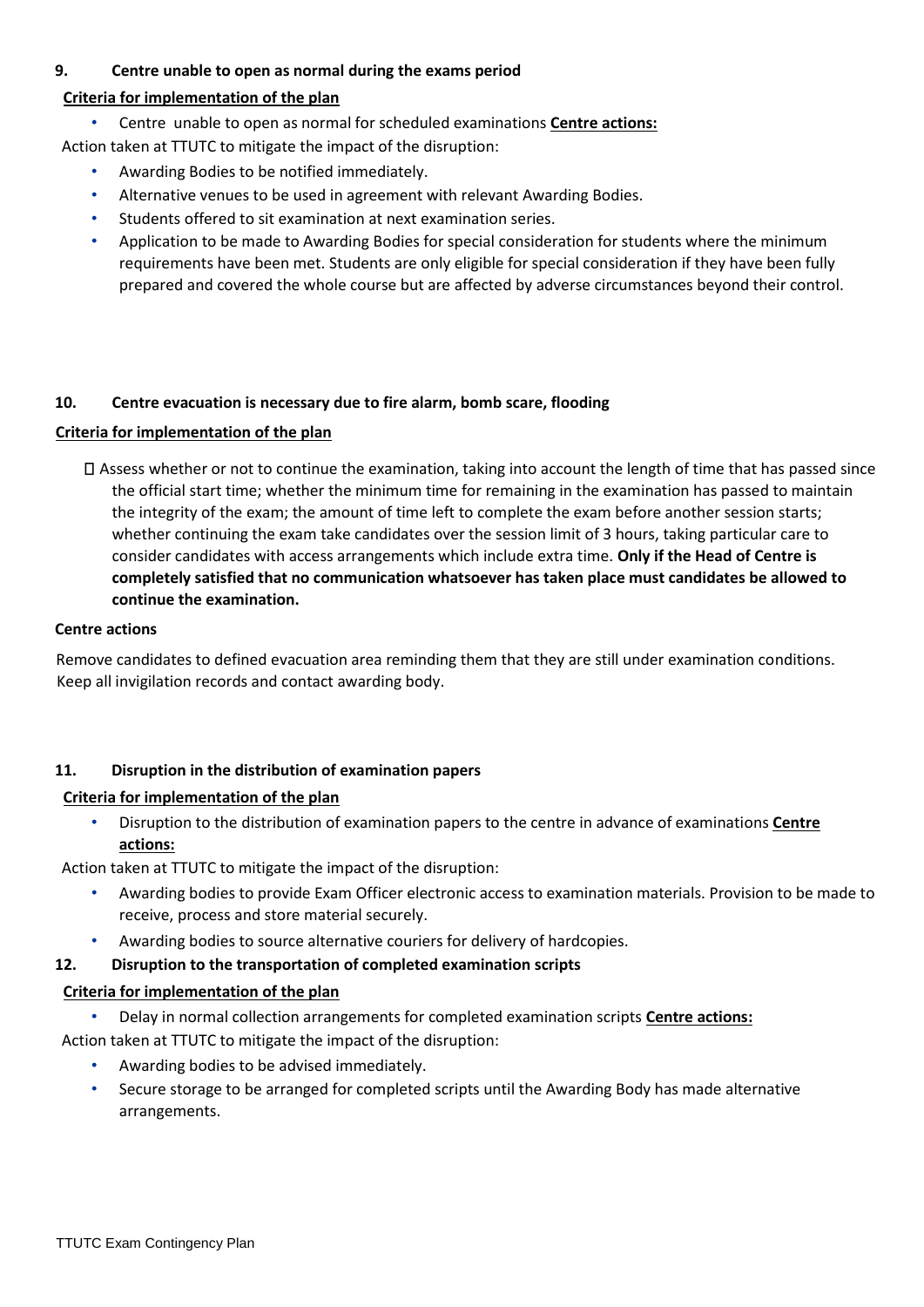**9. Centre unable to open as normal during the exams period**

**Criteria for implementation of the plan**

- Centre unable to open as normal for scheduled examinations **Centre actions:**

Action taken at TTUTC to mitigate the impact of the disruption:

- Awarding Bodies to be notified immediately.
- Alternative venues to be used in agreement with relevant Awarding Bodies.
- Students offered to sit examination at next examination series.
- Application to be made to Awarding Bodies for special consideration for students where the minimum requirements have been met. Students are only eligible for special consideration if they have been fully prepared and covered the whole course but are affected by adverse circumstances beyond their control.

**10. Centre evacuation is necessary due to fire alarm, bomb scare, flooding**

**Criteria for implementation of the plan**

- Assess whether or not to continue the examination, taking into account the length of time that has passed since the official start time; whether the minimum time for remaining in the examination has passed to maintain the integrity of the exam; the amount of time left to complete the exam before another session starts; whether continuing the exam take candidates over the session limit of 3 hours, taking particular care to consider candidates with access arrangements which include extra time. **Only if the Head of Centre is completely satisfied that no communication whatsoever has taken place must candidates be allowed to continue the examination.**

**Centre actions**

Remove candidates to defined evacuation area reminding them that they are still under examination conditions. Keep all invigilation records and contact awarding body.

**11. Disruption in the distribution of examination papers**

**Criteria for implementation of the plan**

- Disruption to the distribution of examination papers to the centre in advance of examinations **Centre actions:**

Action taken at TTUTC to mitigate the impact of the disruption:

- Awarding bodies to provide Exam Officer electronic access to examination materials. Provision to be made to receive, process and store material securely.
- Awarding bodies to source alternative couriers for delivery of hardcopies.

**12. Disruption to the transportation of completed examination scripts**

**Criteria for implementation of the plan**

- Delay in normal collection arrangements for completed examination scripts **Centre actions:**

Action taken at TTUTC to mitigate the impact of the disruption:

- Awarding bodies to be advised immediately.
- Secure storage to be arranged for completed scripts until the Awarding Body has made alternative arrangements.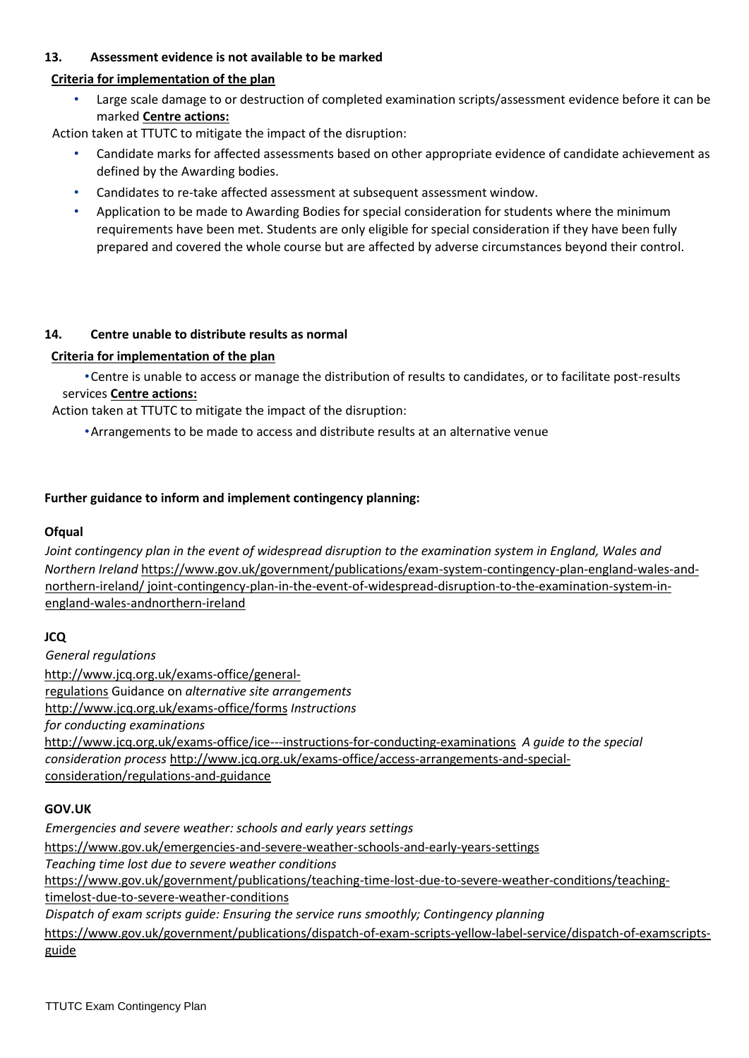### 13. Assessment evidence is not available to be marked

**Criteria for implementation of the plan**

- Large scale damage to or destruction of completed examination scripts/assessment evidence before it can be marked **Centre actions:**

Action taken at TTUTC to mitigate the impact of the disruption:

- Candidate marks for affected assessments based on other appropriate evidence of candidate achievement as defined by the Awarding bodies.
- Candidates to re-take affected assessment at subsequent assessment window.
- Application to be made to Awarding Bodies for special consideration for students where the minimum requirements have been met. Students are only eligible for special consideration if they have been fully prepared and covered the whole course but are affected by adverse circumstances beyond their control.

### 14. Centre unable to distribute results as normal

**Criteria for implementation of the plan**

- Centre is unable to access or manage the distribution of results to candidates, or to facilitate post-results services **Centre actions:**

Action taken at TTUTC to mitigate the impact of the disruption:

- Arrangements to be made to access and distribute results at an alternative venue

**Further guidance to inform and implement contingency planning:**

**Ofqual**

*Joint contingency plan in the event of widespread disruption to the examination system in England, Wales and Northern Ireland* https://www.gov.uk/government/publications/exam-system-contingency-plan-england-wales-and-northern-ireland/ joint-contingency-plan-in-the-event-of-widespread-disruption-to-the-examination-system-in-england-wales-andnorthern-ireland

**JCQ**

*General regulations*
http://www.jcq.org.uk/exams-office/general-regulations Guidance on *alternative site arrangements*
http://www.jcq.org.uk/exams-office/forms *Instructions for conducting examinations*
http://www.jcq.org.uk/exams-office/ice---instructions-for-conducting-examinations *A guide to the special consideration process* http://www.jcq.org.uk/exams-office/access-arrangements-and-special-consideration/regulations-and-guidance

**GOV.UK**

*Emergencies and severe weather: schools and early years settings*
https://www.gov.uk/emergencies-and-severe-weather-schools-and-early-years-settings
*Teaching time lost due to severe weather conditions*
https://www.gov.uk/government/publications/teaching-time-lost-due-to-severe-weather-conditions/teaching-timelost-due-to-severe-weather-conditions
*Dispatch of exam scripts guide: Ensuring the service runs smoothly; Contingency planning*
https://www.gov.uk/government/publications/dispatch-of-exam-scripts-yellow-label-service/dispatch-of-examscripts-guide